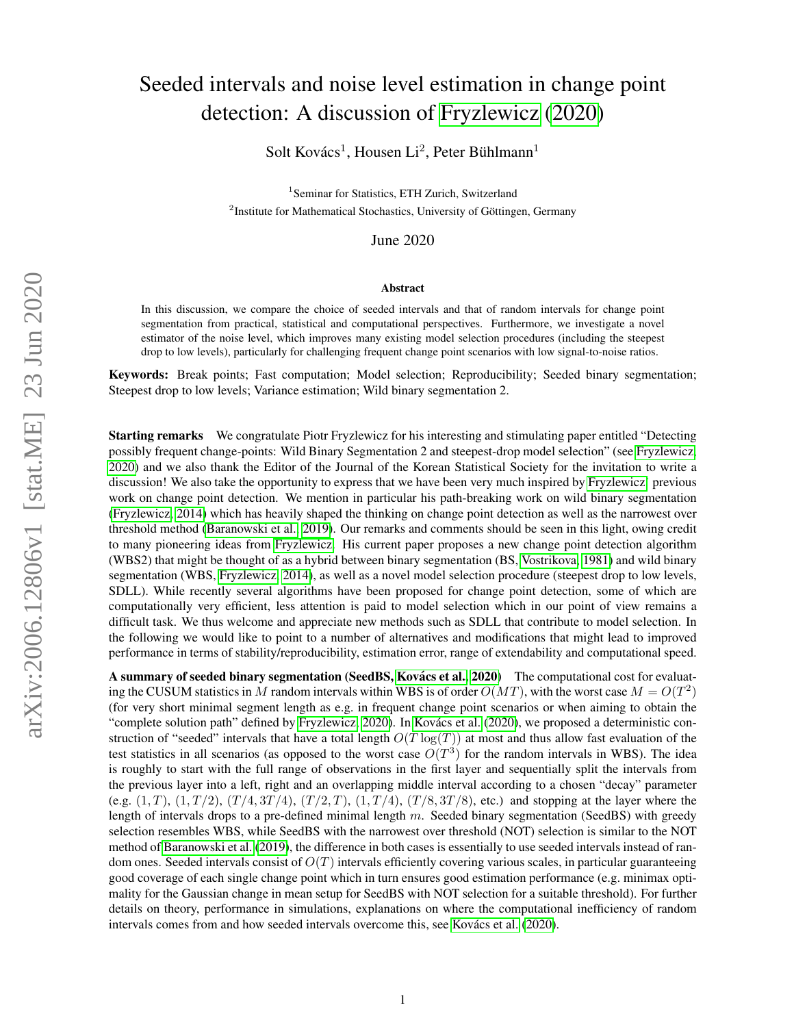# Seeded intervals and noise level estimation in change point detection: A discussion of Fryzlewicz (2020)

Solt Kovács[1], Housen Li[2], Peter Bühlmann[1]

[1]Seminar for Statistics, ETH Zurich, Switzerland

[2]Institute for Mathematical Stochastics, University of Göttingen, Germany

June 2020

### Abstract

In this discussion, we compare the choice of seeded intervals and that of random intervals for change point segmentation from practical, statistical and computational perspectives. Furthermore, we investigate a novel estimator of the noise level, which improves many existing model selection procedures (including the steepest drop to low levels), particularly for challenging frequent change point scenarios with low signal-to-noise ratios.

**Keywords:** Break points; Fast computation; Model selection; Reproducibility; Seeded binary segmentation; Steepest drop to low levels; Variance estimation; Wild binary segmentation 2.

**Starting remarks** We congratulate Piotr Fryzlewicz for his interesting and stimulating paper entitled "Detecting possibly frequent change-points: Wild Binary Segmentation 2 and steepest-drop model selection" (see Fryzlewicz, 2020) and we also thank the Editor of the Journal of the Korean Statistical Society for the invitation to write a discussion! We also take the opportunity to express that we have been very much inspired by Fryzlewicz' previous work on change point detection. We mention in particular his path-breaking work on wild binary segmentation (Fryzlewicz, 2014) which has heavily shaped the thinking on change point detection as well as the narrowest over threshold method (Baranowski et al., 2019). Our remarks and comments should be seen in this light, owing credit to many pioneering ideas from Fryzlewicz. His current paper proposes a new change point detection algorithm (WBS2) that might be thought of as a hybrid between binary segmentation (BS, Vostrikova, 1981) and wild binary segmentation (WBS, Fryzlewicz, 2014), as well as a novel model selection procedure (steepest drop to low levels, SDLL). While recently several algorithms have been proposed for change point detection, some of which are computationally very efficient, less attention is paid to model selection which in our point of view remains a difficult task. We thus welcome and appreciate new methods such as SDLL that contribute to model selection. In the following we would like to point to a number of alternatives and modifications that might lead to improved performance in terms of stability/reproducibility, estimation error, range of extendability and computational speed.

**A summary of seeded binary segmentation (SeedBS, Kovács et al., 2020)** The computational cost for evaluating the CUSUM statistics in $M$ random intervals within WBS is of order $O(MT)$, with the worst case $M = O(T^2)$ (for very short minimal segment length as e.g. in frequent change point scenarios or when aiming to obtain the "complete solution path" defined by Fryzlewicz, 2020). In Kovács et al. (2020), we proposed a deterministic construction of "seeded" intervals that have a total length $O(T\log(T))$ at most and thus allow fast evaluation of the test statistics in all scenarios (as opposed to the worst case $O(T^3)$ for the random intervals in WBS). The idea is roughly to start with the full range of observations in the first layer and sequentially split the intervals from the previous layer into a left, right and an overlapping middle interval according to a chosen "decay" parameter (e.g. $(1, T)$, $(1, T/2)$, $(T/4, 3T/4)$, $(T/2, T)$, $(1, T/4)$, $(T/8, 3T/8)$, etc.) and stopping at the layer where the length of intervals drops to a pre-defined minimal length $m$. Seeded binary segmentation (SeedBS) with greedy selection resembles WBS, while SeedBS with the narrowest over threshold (NOT) selection is similar to the NOT method of Baranowski et al. (2019), the difference in both cases is essentially to use seeded intervals instead of random ones. Seeded intervals consist of $O(T)$ intervals efficiently covering various scales, in particular guaranteeing good coverage of each single change point which in turn ensures good estimation performance (e.g. minimax optimality for the Gaussian change in mean setup for SeedBS with NOT selection for a suitable threshold). For further details on theory, performance in simulations, explanations on where the computational inefficiency of random intervals comes from and how seeded intervals overcome this, see Kovács et al. (2020).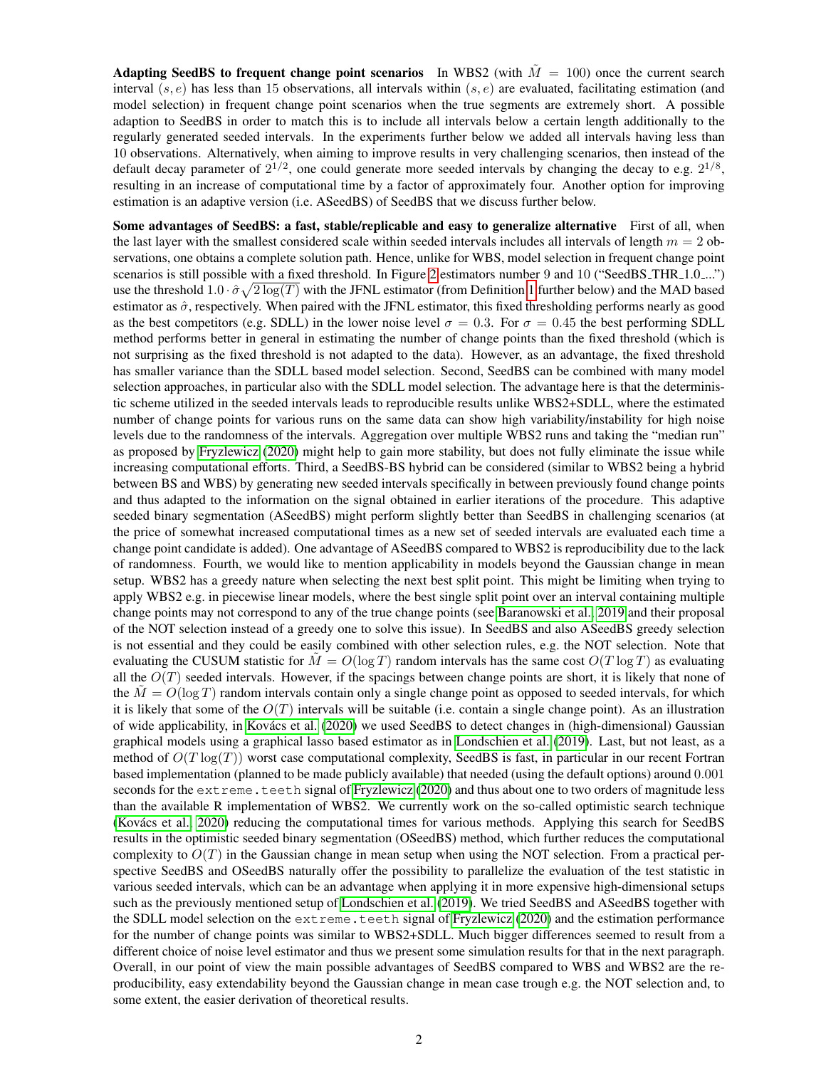**Adapting SeedBS to frequent change point scenarios** In WBS2 (with $\tilde{M} = 100$) once the current search interval $(s, e)$ has less than 15 observations, all intervals within $(s, e)$ are evaluated, facilitating estimation (and model selection) in frequent change point scenarios when the true segments are extremely short. A possible adaption to SeedBS in order to match this is to include all intervals below a certain length additionally to the regularly generated seeded intervals. In the experiments further below we added all intervals having less than 10 observations. Alternatively, when aiming to improve results in very challenging scenarios, then instead of the default decay parameter of $2^{1/2}$, one could generate more seeded intervals by changing the decay to e.g. $2^{1/8}$, resulting in an increase of computational time by a factor of approximately four. Another option for improving estimation is an adaptive version (i.e. ASeedBS) of SeedBS that we discuss further below.

**Some advantages of SeedBS: a fast, stable/replicable and easy to generalize alternative** First of all, when the last layer with the smallest considered scale within seeded intervals includes all intervals of length $m = 2$ observations, one obtains a complete solution path. Hence, unlike for WBS, model selection in frequent change point scenarios is still possible with a fixed threshold. In Figure 2 estimators number 9 and 10 ("SeedBS_THR_1.0_...") use the threshold $1.0 \cdot \hat{\sigma}\sqrt{2\log(T)}$ with the JFNL estimator (from Definition 1 further below) and the MAD based estimator as $\hat{\sigma}$, respectively. When paired with the JFNL estimator, this fixed thresholding performs nearly as good as the best competitors (e.g. SDLL) in the lower noise level $\sigma = 0.3$. For $\sigma = 0.45$ the best performing SDLL method performs better in general in estimating the number of change points than the fixed threshold (which is not surprising as the fixed threshold is not adapted to the data). However, as an advantage, the fixed threshold has smaller variance than the SDLL based model selection. Second, SeedBS can be combined with many model selection approaches, in particular also with the SDLL model selection. The advantage here is that the deterministic scheme utilized in the seeded intervals leads to reproducible results unlike WBS2+SDLL, where the estimated number of change points for various runs on the same data can show high variability/instability for high noise levels due to the randomness of the intervals. Aggregation over multiple WBS2 runs and taking the "median run" as proposed by Fryzlewicz (2020) might help to gain more stability, but does not fully eliminate the issue while increasing computational efforts. Third, a SeedBS-BS hybrid can be considered (similar to WBS2 being a hybrid between BS and WBS) by generating new seeded intervals specifically in between previously found change points and thus adapted to the information on the signal obtained in earlier iterations of the procedure. This adaptive seeded binary segmentation (ASeedBS) might perform slightly better than SeedBS in challenging scenarios (at the price of somewhat increased computational times as a new set of seeded intervals are evaluated each time a change point candidate is added). One advantage of ASeedBS compared to WBS2 is reproducibility due to the lack of randomness. Fourth, we would like to mention applicability in models beyond the Gaussian change in mean setup. WBS2 has a greedy nature when selecting the next best split point. This might be limiting when trying to apply WBS2 e.g. in piecewise linear models, where the best single split point over an interval containing multiple change points may not correspond to any of the true change points (see Baranowski et al., 2019 and their proposal of the NOT selection instead of a greedy one to solve this issue). In SeedBS and also ASeedBS greedy selection is not essential and they could be easily combined with other selection rules, e.g. the NOT selection. Note that evaluating the CUSUM statistic for $\tilde{M} = O(\log T)$ random intervals has the same cost $O(T \log T)$ as evaluating all the $O(T)$ seeded intervals. However, if the spacings between change points are short, it is likely that none of the $\tilde{M} = O(\log T)$ random intervals contain only a single change point as opposed to seeded intervals, for which it is likely that some of the $O(T)$ intervals will be suitable (i.e. contain a single change point). As an illustration of wide applicability, in Kovács et al. (2020) we used SeedBS to detect changes in (high-dimensional) Gaussian graphical models using a graphical lasso based estimator as in Londschien et al. (2019). Last, but not least, as a method of $O(T \log(T))$ worst case computational complexity, SeedBS is fast, in particular in our recent Fortran based implementation (planned to be made publicly available) that needed (using the default options) around 0.001 seconds for the `extreme.teeth` signal of Fryzlewicz (2020) and thus about one to two orders of magnitude less than the available R implementation of WBS2. We currently work on the so-called optimistic search technique (Kovács et al., 2020) reducing the computational times for various methods. Applying this search for SeedBS results in the optimistic seeded binary segmentation (OSeedBS) method, which further reduces the computational complexity to $O(T)$ in the Gaussian change in mean setup when using the NOT selection. From a practical perspective SeedBS and OSeedBS naturally offer the possibility to parallelize the evaluation of the test statistic in various seeded intervals, which can be an advantage when applying it in more expensive high-dimensional setups such as the previously mentioned setup of Londschien et al. (2019). We tried SeedBS and ASeedBS together with the SDLL model selection on the `extreme.teeth` signal of Fryzlewicz (2020) and the estimation performance for the number of change points was similar to WBS2+SDLL. Much bigger differences seemed to result from a different choice of noise level estimator and thus we present some simulation results for that in the next paragraph. Overall, in our point of view the main possible advantages of SeedBS compared to WBS and WBS2 are the reproducibility, easy extendability beyond the Gaussian change in mean case trough e.g. the NOT selection and, to some extent, the easier derivation of theoretical results.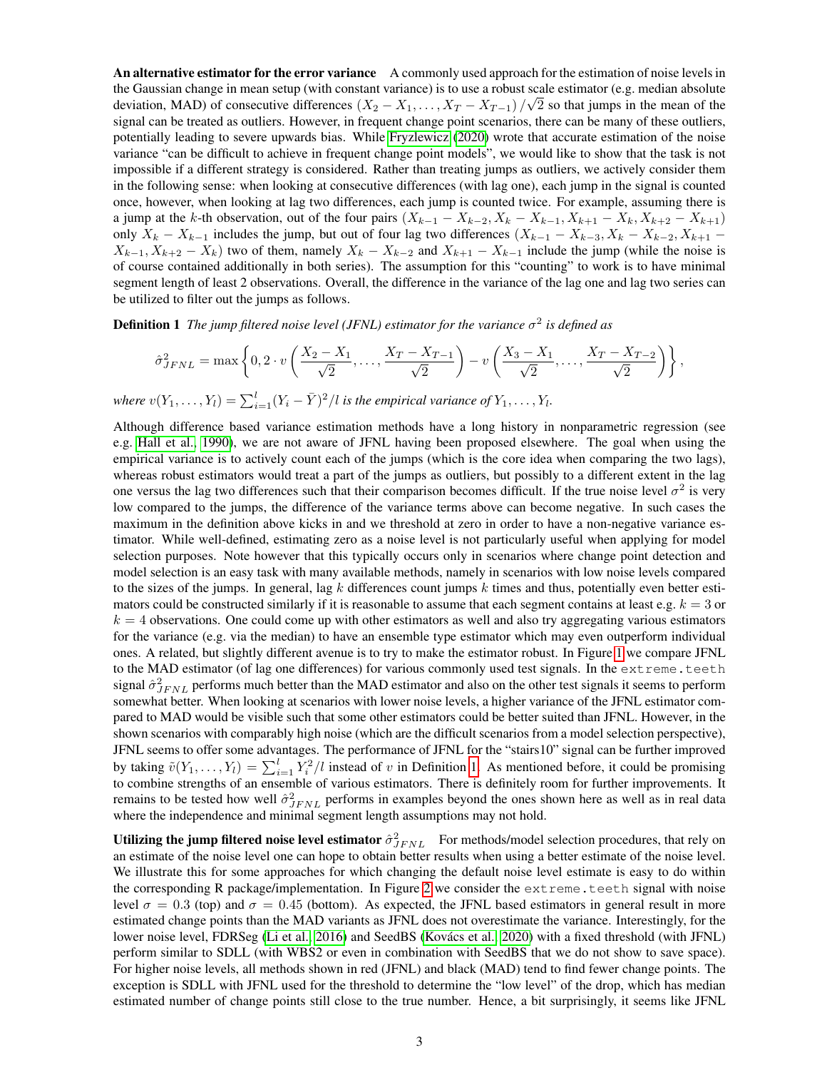**An alternative estimator for the error variance** A commonly used approach for the estimation of noise levels in the Gaussian change in mean setup (with constant variance) is to use a robust scale estimator (e.g. median absolute deviation, MAD) of consecutive differences $(X_2 - X_1, \ldots, X_T - X_{T-1}) / \sqrt{2}$ so that jumps in the mean of the signal can be treated as outliers. However, in frequent change point scenarios, there can be many of these outliers, potentially leading to severe upwards bias. While Fryzlewicz (2020) wrote that accurate estimation of the noise variance "can be difficult to achieve in frequent change point models", we would like to show that the task is not impossible if a different strategy is considered. Rather than treating jumps as outliers, we actively consider them in the following sense: when looking at consecutive differences (with lag one), each jump in the signal is counted once, however, when looking at lag two differences, each jump is counted twice. For example, assuming there is a jump at the $k$-th observation, out of the four pairs $(X_{k-1} - X_{k-2}, X_k - X_{k-1}, X_{k+1} - X_k, X_{k+2} - X_{k+1})$ only $X_k - X_{k-1}$ includes the jump, but out of four lag two differences $(X_{k-1} - X_{k-3}, X_k - X_{k-2}, X_{k+1} - X_{k-1}, X_{k+2} - X_k)$ two of them, namely $X_k - X_{k-2}$ and $X_{k+1} - X_{k-1}$ include the jump (while the noise is of course contained additionally in both series). The assumption for this "counting" to work is to have minimal segment length of least 2 observations. Overall, the difference in the variance of the lag one and lag two series can be utilized to filter out the jumps as follows.

**Definition 1** *The jump filtered noise level (JFNL) estimator for the variance $\sigma^2$ is defined as*

$$\hat{\sigma}^2_{JFNL} = \max\left\{0, 2 \cdot v\left(\frac{X_2 - X_1}{\sqrt{2}}, \ldots, \frac{X_T - X_{T-1}}{\sqrt{2}}\right) - v\left(\frac{X_3 - X_1}{\sqrt{2}}, \ldots, \frac{X_T - X_{T-2}}{\sqrt{2}}\right)\right\},$$

*where $v(Y_1, \ldots, Y_l) = \sum_{i=1}^{l}(Y_i - \bar{Y})^2/l$ is the empirical variance of $Y_1, \ldots, Y_l$.*

Although difference based variance estimation methods have a long history in nonparametric regression (see e.g. Hall et al., 1990), we are not aware of JFNL having been proposed elsewhere. The goal when using the empirical variance is to actively count each of the jumps (which is the core idea when comparing the two lags), whereas robust estimators would treat a part of the jumps as outliers, but possibly to a different extent in the lag one versus the lag two differences such that their comparison becomes difficult. If the true noise level $\sigma^2$ is very low compared to the jumps, the difference of the variance terms above can become negative. In such cases the maximum in the definition above kicks in and we threshold at zero in order to have a non-negative variance estimator. While well-defined, estimating zero as a noise level is not particularly useful when applying for model selection purposes. Note however that this typically occurs only in scenarios where change point detection and model selection is an easy task with many available methods, namely in scenarios with low noise levels compared to the sizes of the jumps. In general, lag $k$ differences count jumps $k$ times and thus, potentially even better estimators could be constructed similarly if it is reasonable to assume that each segment contains at least e.g. $k = 3$ or $k = 4$ observations. One could come up with other estimators as well and also try aggregating various estimators for the variance (e.g. via the median) to have an ensemble type estimator which may even outperform individual ones. A related, but slightly different avenue is to try to make the estimator robust. In Figure 1 we compare JFNL to the MAD estimator (of lag one differences) for various commonly used test signals. In the `extreme.teeth` signal $\hat{\sigma}^2_{JFNL}$ performs much better than the MAD estimator and also on the other test signals it seems to perform somewhat better. When looking at scenarios with lower noise levels, a higher variance of the JFNL estimator compared to MAD would be visible such that some other estimators could be better suited than JFNL. However, in the shown scenarios with comparably high noise (which are the difficult scenarios from a model selection perspective), JFNL seems to offer some advantages. The performance of JFNL for the "stairs10" signal can be further improved by taking $\tilde{v}(Y_1, \ldots, Y_l) = \sum_{i=1}^{l} Y_i^2/l$ instead of $v$ in Definition 1. As mentioned before, it could be promising to combine strengths of an ensemble of various estimators. There is definitely room for further improvements. It remains to be tested how well $\hat{\sigma}^2_{JFNL}$ performs in examples beyond the ones shown here as well as in real data where the independence and minimal segment length assumptions may not hold.

**Utilizing the jump filtered noise level estimator $\hat{\sigma}^2_{JFNL}$** For methods/model selection procedures, that rely on an estimate of the noise level one can hope to obtain better results when using a better estimate of the noise level. We illustrate this for some approaches for which changing the default noise level estimate is easy to do within the corresponding R package/implementation. In Figure 2 we consider the `extreme.teeth` signal with noise level $\sigma = 0.3$ (top) and $\sigma = 0.45$ (bottom). As expected, the JFNL based estimators in general result in more estimated change points than the MAD variants as JFNL does not overestimate the variance. Interestingly, for the lower noise level, FDRSeg (Li et al., 2016) and SeedBS (Kovács et al., 2020) with a fixed threshold (with JFNL) perform similar to SDLL (with WBS2 or even in combination with SeedBS that we do not show to save space). For higher noise levels, all methods shown in red (JFNL) and black (MAD) tend to find fewer change points. The exception is SDLL with JFNL used for the threshold to determine the "low level" of the drop, which has median estimated number of change points still close to the true number. Hence, a bit surprisingly, it seems like JFNL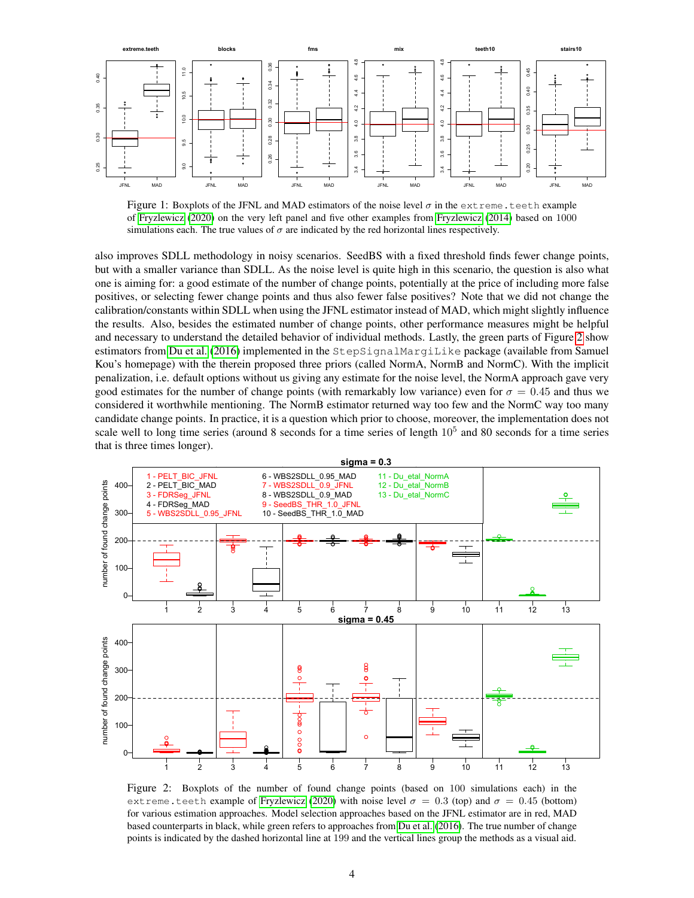extreme.teeth

blocks

fms

mix

teeth10

stairs10

JFNL MAD

Figure 1: Boxplots of the JFNL and MAD estimators of the noise level $\sigma$ in the `extreme.teeth` example of Fryzlewicz (2020) on the very left panel and five other examples from Fryzlewicz (2014) based on 1000 simulations each. The true values of $\sigma$ are indicated by the red horizontal lines respectively.

also improves SDLL methodology in noisy scenarios. SeedBS with a fixed threshold finds fewer change points, but with a smaller variance than SDLL. As the noise level is quite high in this scenario, the question is also what one is aiming for: a good estimate of the number of change points, potentially at the price of including more false positives, or selecting fewer change points and thus also fewer false positives? Note that we did not change the calibration/constants within SDLL when using the JFNL estimator instead of MAD, which might slightly influence the results. Also, besides the estimated number of change points, other performance measures might be helpful and necessary to understand the detailed behavior of individual methods. Lastly, the green parts of Figure 2 show estimators from Du et al. (2016) implemented in the `StepSignalMargiLike` package (available from Samuel Kou's homepage) with the therein proposed three priors (called NormA, NormB and NormC). With the implicit penalization, i.e. default options without us giving any estimate for the noise level, the NormA approach gave very good estimates for the number of change points (with remarkably low variance) even for $\sigma = 0.45$ and thus we considered it worthwhile mentioning. The NormB estimator returned way too few and the NormC way too many candidate change points. In practice, it is a question which prior to choose, moreover, the implementation does not scale well to long time series (around 8 seconds for a time series of length $10^5$ and 80 seconds for a time series that is three times longer).

sigma = 0.3

sigma = 0.45

number of found change points

1 - PELT_BIC_JFNL
2 - PELT_BIC_MAD
3 - FDRSeg_JFNL
4 - FDRSeg_MAD
5 - WBS2SDLL_0.95_JFNL
6 - WBS2SDLL_0.95_MAD
7 - WBS2SDLL_0.9_JFNL
8 - WBS2SDLL_0.9_MAD
9 - SeedBS_THR_1.0_JFNL
10 - SeedBS_THR_1.0_MAD
11 - Du_etal_NormA
12 - Du_etal_NormB
13 - Du_etal_NormC

Figure 2: Boxplots of the number of found change points (based on 100 simulations each) in the `extreme.teeth` example of Fryzlewicz (2020) with noise level $\sigma = 0.3$ (top) and $\sigma = 0.45$ (bottom) for various estimation approaches. Model selection approaches based on the JFNL estimator are in red, MAD based counterparts in black, while green refers to approaches from Du et al. (2016). The true number of change points is indicated by the dashed horizontal line at 199 and the vertical lines group the methods as a visual aid.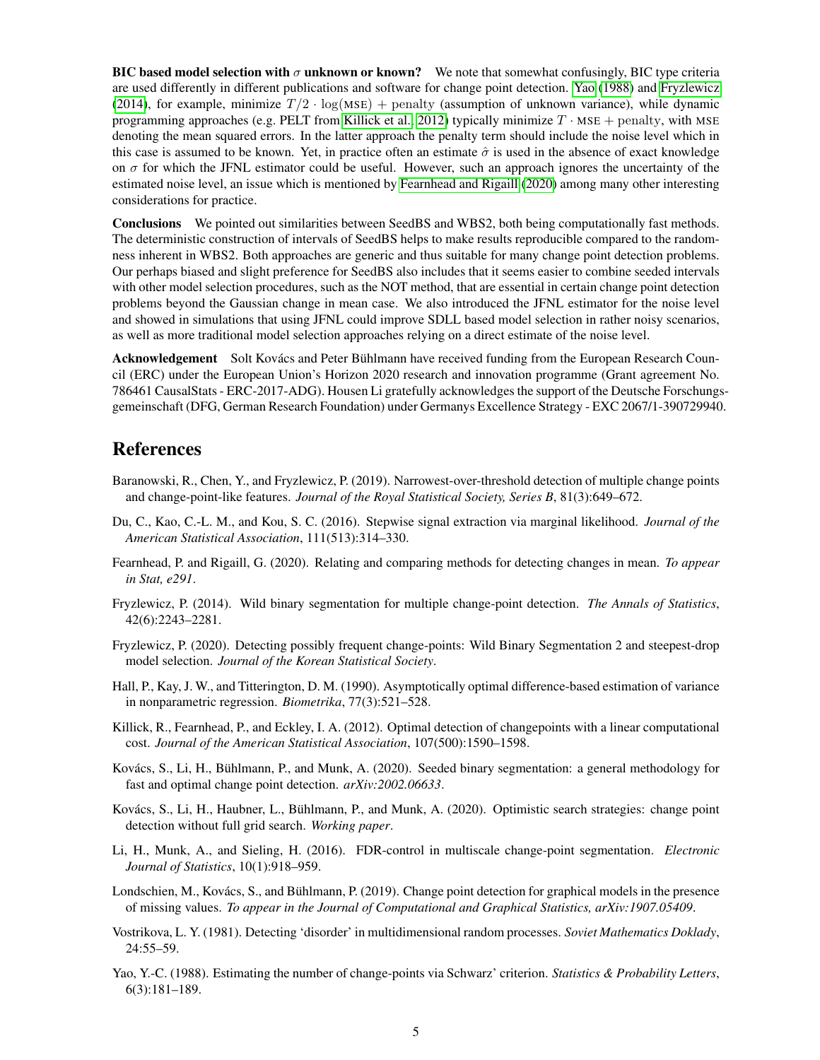**BIC based model selection with $\sigma$ unknown or known?** We note that somewhat confusingly, BIC type criteria are used differently in different publications and software for change point detection. Yao (1988) and Fryzlewicz (2014), for example, minimize $T/2 \cdot \log(\text{MSE}) + \text{penalty}$ (assumption of unknown variance), while dynamic programming approaches (e.g. PELT from Killick et al., 2012) typically minimize $T \cdot \text{MSE} + \text{penalty}$, with MSE denoting the mean squared errors. In the latter approach the penalty term should include the noise level which in this case is assumed to be known. Yet, in practice often an estimate $\hat{\sigma}$ is used in the absence of exact knowledge on $\sigma$ for which the JFNL estimator could be useful. However, such an approach ignores the uncertainty of the estimated noise level, an issue which is mentioned by Fearnhead and Rigaill (2020) among many other interesting considerations for practice.

**Conclusions** We pointed out similarities between SeedBS and WBS2, both being computationally fast methods. The deterministic construction of intervals of SeedBS helps to make results reproducible compared to the randomness inherent in WBS2. Both approaches are generic and thus suitable for many change point detection problems. Our perhaps biased and slight preference for SeedBS also includes that it seems easier to combine seeded intervals with other model selection procedures, such as the NOT method, that are essential in certain change point detection problems beyond the Gaussian change in mean case. We also introduced the JFNL estimator for the noise level and showed in simulations that using JFNL could improve SDLL based model selection in rather noisy scenarios, as well as more traditional model selection approaches relying on a direct estimate of the noise level.

**Acknowledgement** Solt Kovács and Peter Bühlmann have received funding from the European Research Council (ERC) under the European Union's Horizon 2020 research and innovation programme (Grant agreement No. 786461 CausalStats - ERC-2017-ADG). Housen Li gratefully acknowledges the support of the Deutsche Forschungsgemeinschaft (DFG, German Research Foundation) under Germanys Excellence Strategy - EXC 2067/1-390729940.

# References

Baranowski, R., Chen, Y., and Fryzlewicz, P. (2019). Narrowest-over-threshold detection of multiple change points and change-point-like features. *Journal of the Royal Statistical Society, Series B*, 81(3):649–672.

Du, C., Kao, C.-L. M., and Kou, S. C. (2016). Stepwise signal extraction via marginal likelihood. *Journal of the American Statistical Association*, 111(513):314–330.

Fearnhead, P. and Rigaill, G. (2020). Relating and comparing methods for detecting changes in mean. *To appear in Stat, e291*.

Fryzlewicz, P. (2014). Wild binary segmentation for multiple change-point detection. *The Annals of Statistics*, 42(6):2243–2281.

Fryzlewicz, P. (2020). Detecting possibly frequent change-points: Wild Binary Segmentation 2 and steepest-drop model selection. *Journal of the Korean Statistical Society*.

Hall, P., Kay, J. W., and Titterington, D. M. (1990). Asymptotically optimal difference-based estimation of variance in nonparametric regression. *Biometrika*, 77(3):521–528.

Killick, R., Fearnhead, P., and Eckley, I. A. (2012). Optimal detection of changepoints with a linear computational cost. *Journal of the American Statistical Association*, 107(500):1590–1598.

Kovács, S., Li, H., Bühlmann, P., and Munk, A. (2020). Seeded binary segmentation: a general methodology for fast and optimal change point detection. *arXiv:2002.06633*.

Kovács, S., Li, H., Haubner, L., Bühlmann, P., and Munk, A. (2020). Optimistic search strategies: change point detection without full grid search. *Working paper*.

Li, H., Munk, A., and Sieling, H. (2016). FDR-control in multiscale change-point segmentation. *Electronic Journal of Statistics*, 10(1):918–959.

Londschien, M., Kovács, S., and Bühlmann, P. (2019). Change point detection for graphical models in the presence of missing values. *To appear in the Journal of Computational and Graphical Statistics, arXiv:1907.05409*.

Vostrikova, L. Y. (1981). Detecting 'disorder' in multidimensional random processes. *Soviet Mathematics Doklady*, 24:55–59.

Yao, Y.-C. (1988). Estimating the number of change-points via Schwarz' criterion. *Statistics & Probability Letters*, 6(3):181–189.